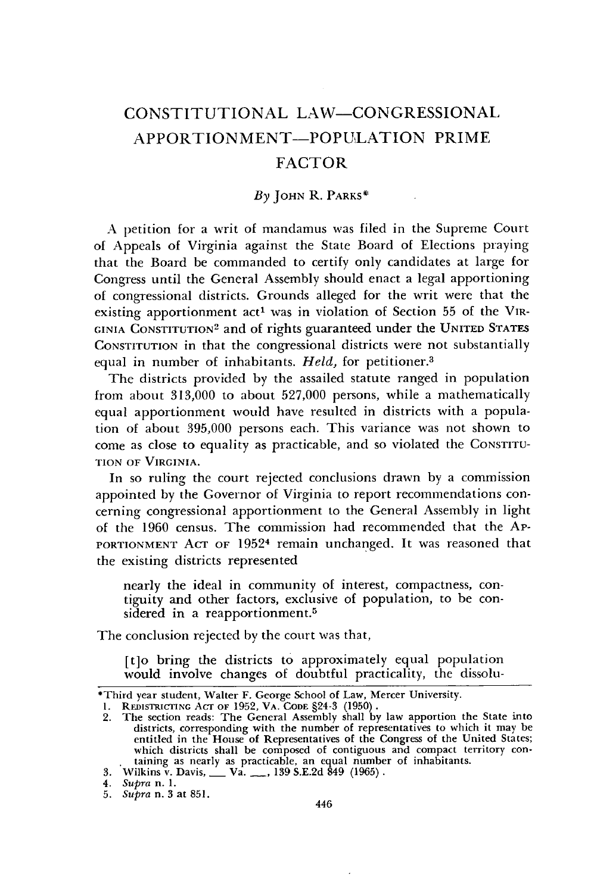# CONSTITUTIONAL LAW—CONGRESSIONAL APPORTIONMENT—POPULATION PRIME FACTOR

*By* JOHN R. PARKS*

A petition for a writ of mandamus was filed in the Supreme Court of Appeals of Virginia against the State Board of Elections praying that the Board be commanded to certify only candidates at large for Congress until the General Assembly should enact a legal apportioning of congressional districts. Grounds alleged for the writ were that the existing apportionment act[1] was in violation of Section 55 of the VIRGINIA CONSTITUTION[2] and of rights guaranteed under the UNITED STATES CONSTITUTION in that the congressional districts were not substantially equal in number of inhabitants. *Held,* for petitioner.[3]

The districts provided by the assailed statute ranged in population from about 313,000 to about 527,000 persons, while a mathematically equal apportionment would have resulted in districts with a population of about 395,000 persons each. This variance was not shown to come as close to equality as practicable, and so violated the CONSTITUTION OF VIRGINIA.

In so ruling the court rejected conclusions drawn by a commission appointed by the Governor of Virginia to report recommendations concerning congressional apportionment to the General Assembly in light of the 1960 census. The commission had recommended that the APPORTIONMENT ACT OF 1952[4] remain unchanged. It was reasoned that the existing districts represented

> nearly the ideal in community of interest, compactness, contiguity and other factors, exclusive of population, to be considered in a reapportionment.[5]

The conclusion rejected by the court was that,

> [t]o bring the districts to approximately equal population would involve changes of doubtful practicality, the dissolu-

---

*Third year student, Walter F. George School of Law, Mercer University.

1. REDISTRICTING ACT OF 1952, VA. CODE §24-3 (1950).
2. The section reads: The General Assembly shall by law apportion the State into districts, corresponding with the number of representatives to which it may be entitled in the House of Representatives of the Congress of the United States; which districts shall be composed of contiguous and compact territory containing as nearly as practicable, an equal number of inhabitants.
3. Wilkins v. Davis, ___ Va. ___, 139 S.E.2d 849 (1965).
4. *Supra* n. 1.
5. *Supra* n. 3 at 851.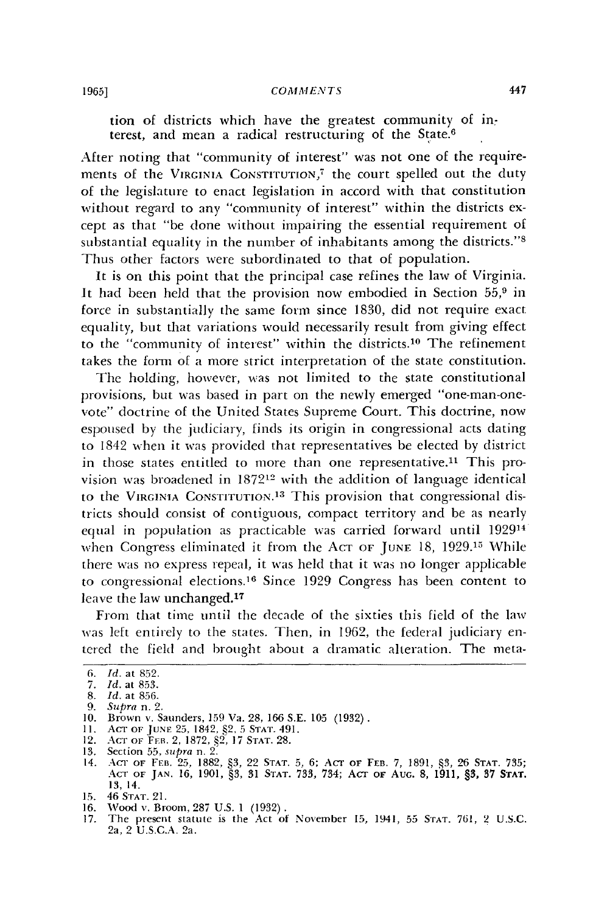tion of districts which have the greatest community of interest, and mean a radical restructuring of the State.[6]

After noting that "community of interest" was not one of the requirements of the VIRGINIA CONSTITUTION,[7] the court spelled out the duty of the legislature to enact legislation in accord with that constitution without regard to any "community of interest" within the districts except as that "be done without impairing the essential requirement of substantial equality in the number of inhabitants among the districts."[8] Thus other factors were subordinated to that of population.

It is on this point that the principal case refines the law of Virginia. It had been held that the provision now embodied in Section 55,[9] in force in substantially the same form since 1830, did not require exact equality, but that variations would necessarily result from giving effect to the "community of interest" within the districts.[10] The refinement takes the form of a more strict interpretation of the state constitution.

The holding, however, was not limited to the state constitutional provisions, but was based in part on the newly emerged "one-man-one-vote" doctrine of the United States Supreme Court. This doctrine, now espoused by the judiciary, finds its origin in congressional acts dating to 1842 when it was provided that representatives be elected by district in those states entitled to more than one representative.[11] This provision was broadened in 1872[12] with the addition of language identical to the VIRGINIA CONSTITUTION.[13] This provision that congressional districts should consist of contiguous, compact territory and be as nearly equal in population as practicable was carried forward until 1929[14] when Congress eliminated it from the ACT OF JUNE 18, 1929.[15] While there was no express repeal, it was held that it was no longer applicable to congressional elections.[16] Since 1929 Congress has been content to leave the law unchanged.[17]

From that time until the decade of the sixties this field of the law was left entirely to the states. Then, in 1962, the federal judiciary entered the field and brought about a dramatic alteration. The meta-

---

6. *Id.* at 852.
7. *Id.* at 853.
8. *Id.* at 856.
9. *Supra* n. 2.
10. Brown v. Saunders, 159 Va. 28, 166 S.E. 105 (1932).
11. ACT OF JUNE 25, 1842, §2, 5 STAT. 491.
12. ACT OF FEB. 2, 1872, §2, 17 STAT. 28.
13. Section 55, *supra* n. 2.
14. ACT OF FEB. 25, 1882, §3, 22 STAT. 5, 6; ACT OF FEB. 7, 1891, §3, 26 STAT. 735; ACT OF JAN. 16, 1901, §3, 31 STAT. 733, 734; ACT OF AUG. 8, 1911, §3, 37 STAT. 13, 14.
15. 46 STAT. 21.
16. Wood v. Broom, 287 U.S. 1 (1932).
17. The present statute is the Act of November 15, 1941, 55 STAT. 761, 2 U.S.C. 2a, 2 U.S.C.A. 2a.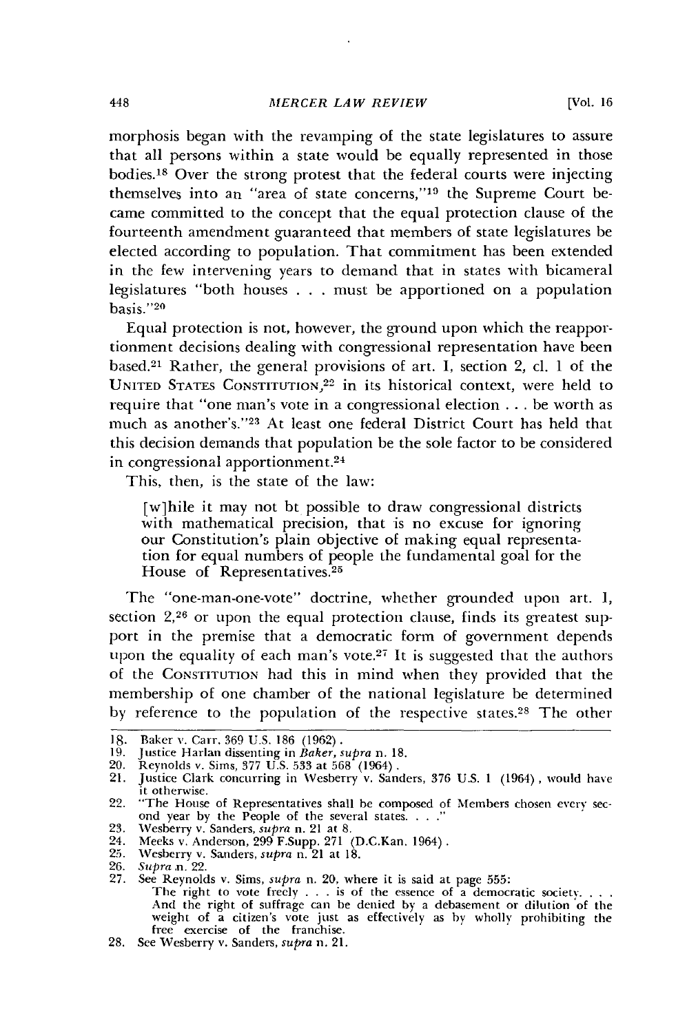morphosis began with the revamping of the state legislatures to assure that all persons within a state would be equally represented in those bodies.[18] Over the strong protest that the federal courts were injecting themselves into an "area of state concerns,"[19] the Supreme Court became committed to the concept that the equal protection clause of the fourteenth amendment guaranteed that members of state legislatures be elected according to population. That commitment has been extended in the few intervening years to demand that in states with bicameral legislatures "both houses . . . must be apportioned on a population basis."[20]

Equal protection is not, however, the ground upon which the reapportionment decisions dealing with congressional representation have been based.[21] Rather, the general provisions of art. I, section 2, cl. 1 of the UNITED STATES CONSTITUTION,[22] in its historical context, were held to require that "one man's vote in a congressional election . . . be worth as much as another's."[23] At least one federal District Court has held that this decision demands that population be the sole factor to be considered in congressional apportionment.[24]

This, then, is the state of the law:

> [w]hile it may not bt possible to draw congressional districts with mathematical precision, that is no excuse for ignoring our Constitution's plain objective of making equal representation for equal numbers of people the fundamental goal for the House of Representatives.[25]

The "one-man-one-vote" doctrine, whether grounded upon art. I, section 2,[26] or upon the equal protection clause, finds its greatest support in the premise that a democratic form of government depends upon the equality of each man's vote.[27] It is suggested that the authors of the CONSTITUTION had this in mind when they provided that the membership of one chamber of the national legislature be determined by reference to the population of the respective states.[28] The other

---

18. Baker v. Carr, 369 U.S. 186 (1962).
19. Justice Harlan dissenting in *Baker*, *supra* n. 18.
20. Reynolds v. Sims, 377 U.S. 533 at 568 (1964).
21. Justice Clark concurring in Wesberry v. Sanders, 376 U.S. 1 (1964), would have it otherwise.
22. "The House of Representatives shall be composed of Members chosen every second year by the People of the several states. . . ."
23. Wesberry v. Sanders, *supra* n. 21 at 8.
24. Meeks v. Anderson, 299 F.Supp. 271 (D.C.Kan. 1964).
25. Wesberry v. Sanders, *supra* n. 21 at 18.
26. *Supra* n. 22.
27. See Reynolds v. Sims, *supra* n. 20, where it is said at page 555:
    The right to vote freely . . . is of the essence of a democratic society. . . . And the right of suffrage can be denied by a debasement or dilution of the weight of a citizen's vote just as effectively as by wholly prohibiting the free exercise of the franchise.
28. See Wesberry v. Sanders, *supra* n. 21.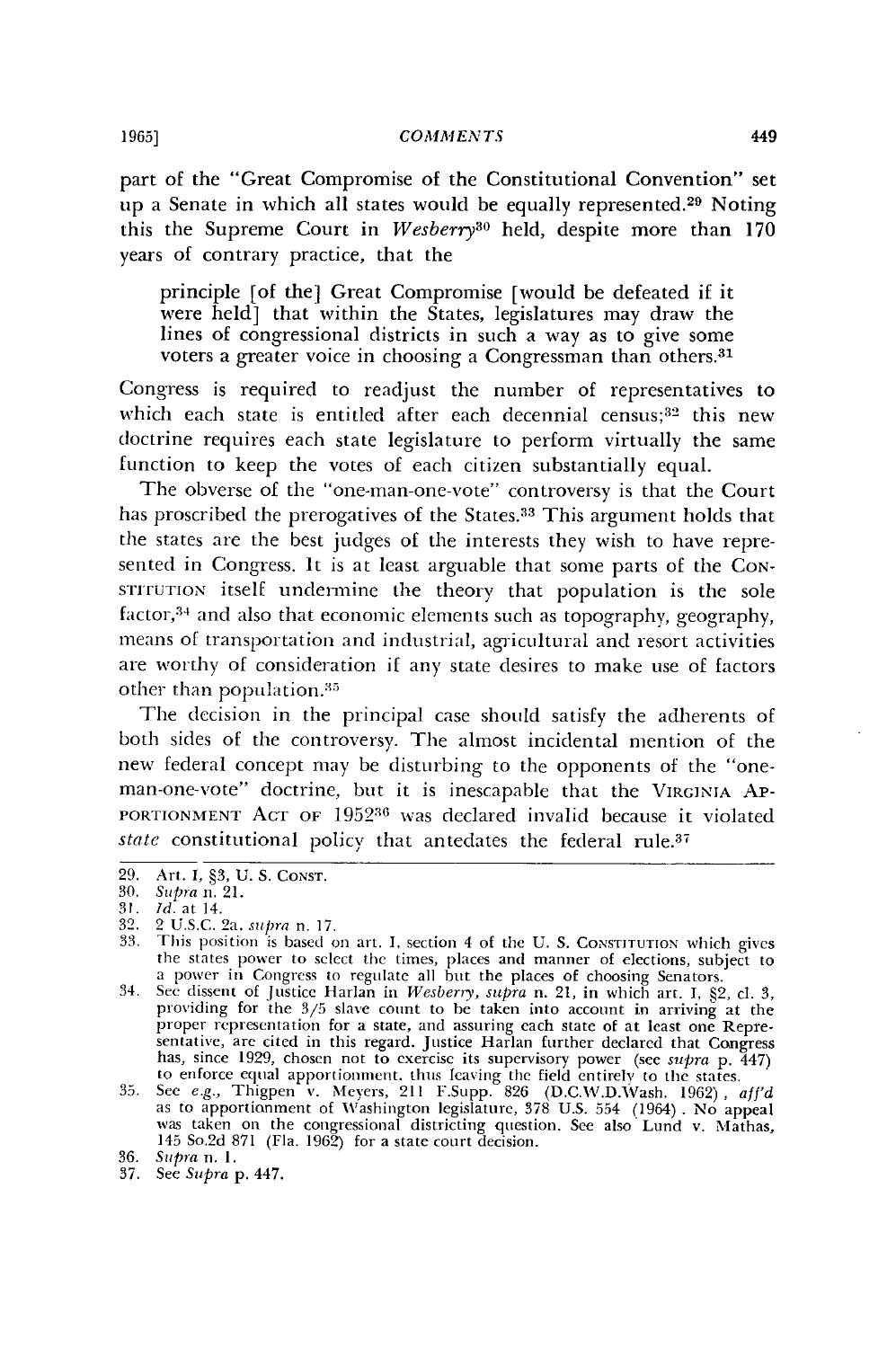part of the "Great Compromise of the Constitutional Convention" set up a Senate in which all states would be equally represented.[29] Noting this the Supreme Court in *Wesberry*[30] held, despite more than 170 years of contrary practice, that the

> principle [of the] Great Compromise [would be defeated if it were held] that within the States, legislatures may draw the lines of congressional districts in such a way as to give some voters a greater voice in choosing a Congressman than others.[31]

Congress is required to readjust the number of representatives to which each state is entitled after each decennial census;[32] this new doctrine requires each state legislature to perform virtually the same function to keep the votes of each citizen substantially equal.

The obverse of the "one-man-one-vote" controversy is that the Court has proscribed the prerogatives of the States.[33] This argument holds that the states are the best judges of the interests they wish to have represented in Congress. It is at least arguable that some parts of the CONSTITUTION itself undermine the theory that population is the sole factor,[34] and also that economic elements such as topography, geography, means of transportation and industrial, agricultural and resort activities are worthy of consideration if any state desires to make use of factors other than population.[35]

The decision in the principal case should satisfy the adherents of both sides of the controversy. The almost incidental mention of the new federal concept may be disturbing to the opponents of the "one-man-one-vote" doctrine, but it is inescapable that the VIRGINIA APPORTIONMENT ACT OF 1952[36] was declared invalid because it violated *state* constitutional policy that antedates the federal rule.[37]

---

29. Art. I, §3, U. S. CONST.
30. *Supra* n. 21.
31. *Id.* at 14.
32. 2 U.S.C. 2a, *supra* n. 17.
33. This position is based on art. I, section 4 of the U. S. CONSTITUTION which gives the states power to select the times, places and manner of elections, subject to a power in Congress to regulate all but the places of choosing Senators.
34. See dissent of Justice Harlan in *Wesberry, supra* n. 21, in which art. I, §2, cl. 3, providing for the 3/5 slave count to be taken into account in arriving at the proper representation for a state, and assuring each state of at least one Representative, are cited in this regard. Justice Harlan further declared that Congress has, since 1929, chosen not to exercise its supervisory power (see *supra* p. 447) to enforce equal apportionment, thus leaving the field entirely to the states.
35. See *e.g.*, Thigpen v. Meyers, 211 F.Supp. 826 (D.C.W.D.Wash. 1962), *aff'd* as to apportionment of Washington legislature, 378 U.S. 554 (1964). No appeal was taken on the congressional districting question. See also Lund v. Mathas, 145 So.2d 871 (Fla. 1962) for a state court decision.
36. *Supra* n. 1.
37. See *Supra* p. 447.